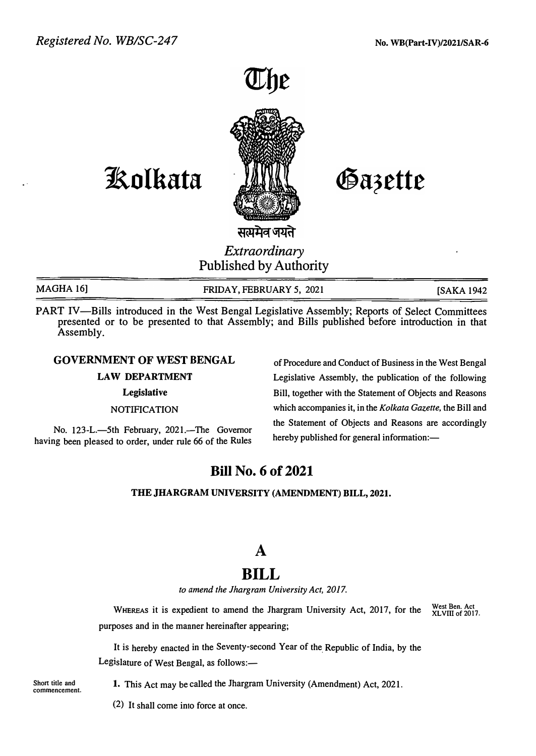*Registered No. WB/SC-247*

**No. WB(Part-IV)/2021/SAR-6**

# The Kolkata Gazette

सत्यमेव जयते

*Extraordinary*

Published by Authority

MAGHA 16] FRIDAY, FEBRUARY 5, 2021 [SAKA 1942

PART IV—Bills introduced in the West Bengal Legislative Assembly; Reports of Select Committees presented or to be presented to that Assembly; and Bills published before introduction in that Assembly.

**GOVERNMENT OF WEST BENGAL**

**LAW DEPARTMENT**

**Legislative**

NOTIFICATION

No. 123-L.—5th February, 2021.—The Governor having been pleased to order, under rule 66 of the Rules of Procedure and Conduct of Business in the West Bengal Legislative Assembly, the publication of the following Bill, together with the Statement of Objects and Reasons which accompanies it, in the *Kolkata Gazette*, the Bill and the Statement of Objects and Reasons are accordingly hereby published for general information:—

## Bill No. 6 of 2021

**THE JHARGRAM UNIVERSITY (AMENDMENT) BILL, 2021.**

# A

# BILL

*to amend the Jhargram University Act, 2017.*

WHEREAS it is expedient to amend the Jhargram University Act, 2017, for the purposes and in the manner hereinafter appearing; West Ben. Act XLVIII of 2017.

It is hereby enacted in the Seventy-second Year of the Republic of India, by the Legislature of West Bengal, as follows:—

Short title and commencement.

**1.** This Act may be called the Jhargram University (Amendment) Act, 2021.

(2) It shall come into force at once.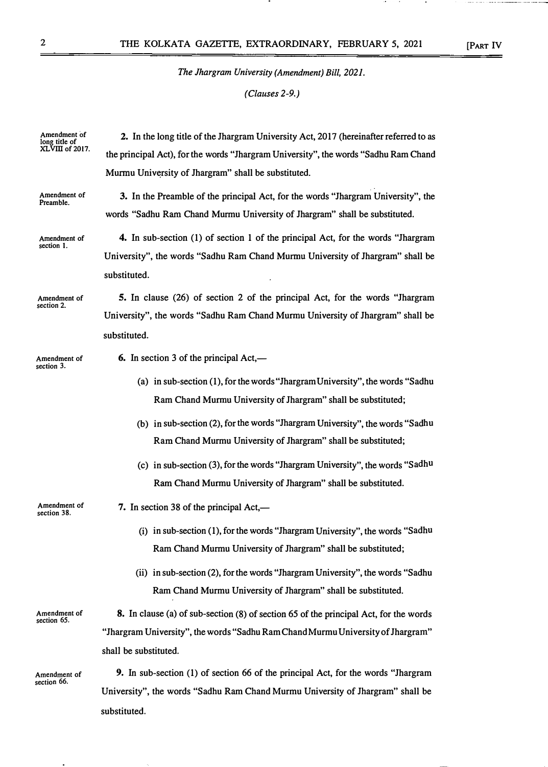*The Jhargram University (Amendment) Bill, 2021.*

*(Clauses 2-9.)*

Amendment of long title of XLVIII of 2017.

**2.** In the long title of the Jhargram University Act, 2017 (hereinafter referred to as the principal Act), for the words "Jhargram University", the words "Sadhu Ram Chand Murmu University of Jhargram" shall be substituted.

Amendment of Preamble.

**3.** In the Preamble of the principal Act, for the words "Jhargram University", the words "Sadhu Ram Chand Murmu University of Jhargram" shall be substituted.

Amendment of section 1.

**4.** In sub-section (1) of section 1 of the principal Act, for the words "Jhargram University", the words "Sadhu Ram Chand Murmu University of Jhargram" shall be substituted.

Amendment of section 2.

**5.** In clause (26) of section 2 of the principal Act, for the words "Jhargram University", the words "Sadhu Ram Chand Murmu University of Jhargram" shall be substituted.

Amendment of section 3.

**6.** In section 3 of the principal Act,—

(a) in sub-section (1), for the words "Jhargram University", the words "Sadhu Ram Chand Murmu University of Jhargram" shall be substituted;

(b) in sub-section (2), for the words "Jhargram University", the words "Sadhu Ram Chand Murmu University of Jhargram" shall be substituted;

(c) in sub-section (3), for the words "Jhargram University", the words "Sadhu Ram Chand Murmu University of Jhargram" shall be substituted.

Amendment of section 38.

**7.** In section 38 of the principal Act,—

(i) in sub-section (1), for the words "Jhargram University", the words "Sadhu Ram Chand Murmu University of Jhargram" shall be substituted;

(ii) in sub-section (2), for the words "Jhargram University", the words "Sadhu Ram Chand Murmu University of Jhargram" shall be substituted.

Amendment of section 65.

**8.** In clause (a) of sub-section (8) of section 65 of the principal Act, for the words "Jhargram University", the words "Sadhu Ram Chand Murmu University of Jhargram" shall be substituted.

Amendment of section 66.

**9.** In sub-section (1) of section 66 of the principal Act, for the words "Jhargram University", the words "Sadhu Ram Chand Murmu University of Jhargram" shall be substituted.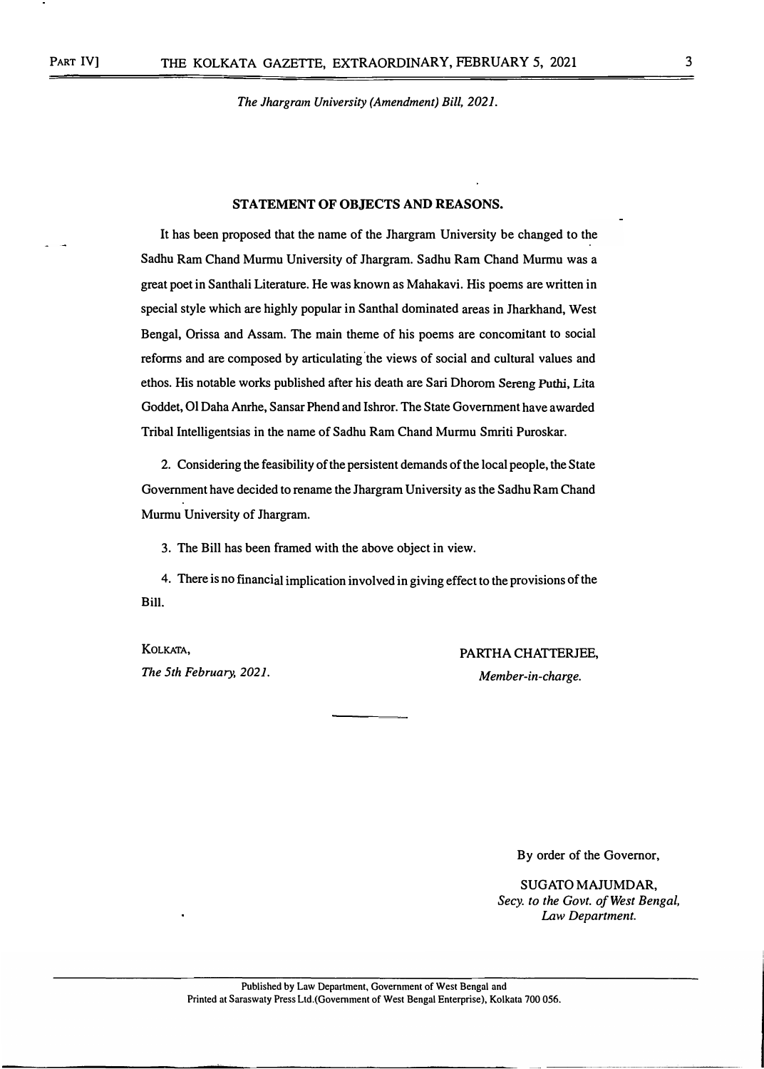*The Jhargram University (Amendment) Bill, 2021.*

## STATEMENT OF OBJECTS AND REASONS.

It has been proposed that the name of the Jhargram University be changed to the Sadhu Ram Chand Murmu University of Jhargram. Sadhu Ram Chand Murmu was a great poet in Santhali Literature. He was known as Mahakavi. His poems are written in special style which are highly popular in Santhal dominated areas in Jharkhand, West Bengal, Orissa and Assam. The main theme of his poems are concomitant to social reforms and are composed by articulating the views of social and cultural values and ethos. His notable works published after his death are Sari Dhorom Sereng Puthi, Lita Goddet, Ol Daha Anrhe, Sansar Phend and Ishror. The State Government have awarded Tribal Intelligentsias in the name of Sadhu Ram Chand Murmu Smriti Puroskar.

2. Considering the feasibility of the persistent demands of the local people, the State Government have decided to rename the Jhargram University as the Sadhu Ram Chand Murmu University of Jhargram.

3. The Bill has been framed with the above object in view.

4. There is no financial implication involved in giving effect to the provisions of the Bill.

KOLKATA,
*The 5th February, 2021.*

PARTHA CHATTERJEE,
*Member-in-charge.*

By order of the Governor,

SUGATO MAJUMDAR,
*Secy. to the Govt. of West Bengal,*
*Law Department.*

Published by Law Department, Government of West Bengal and
Printed at Saraswaty Press Ltd.(Government of West Bengal Enterprise), Kolkata 700 056.